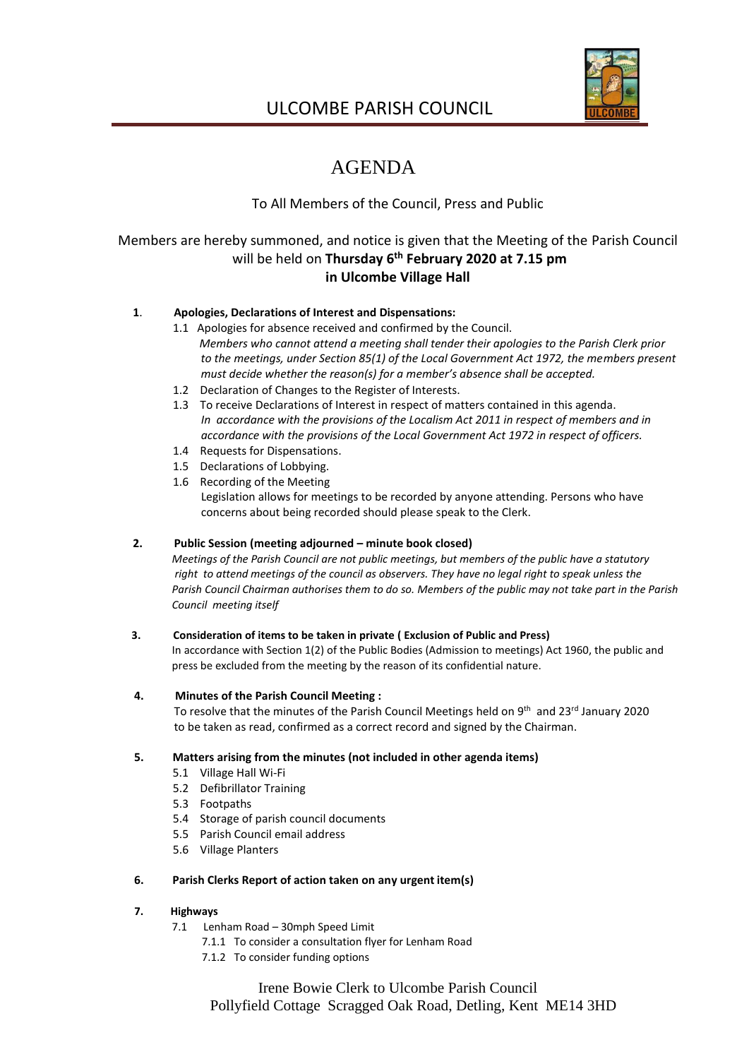# ULCOMBE PARISH COUNCIL

# AGENDA

To All Members of the Council, Press and Public

Members are hereby summoned, and notice is given that the Meeting of the Parish Council will be held on **Thursday 6th February 2020 at 7.15 pm in Ulcombe Village Hall**

**1. Apologies, Declarations of Interest and Dispensations:**

1.1 Apologies for absence received and confirmed by the Council.
*Members who cannot attend a meeting shall tender their apologies to the Parish Clerk prior to the meetings, under Section 85(1) of the Local Government Act 1972, the members present must decide whether the reason(s) for a member's absence shall be accepted.*

1.2 Declaration of Changes to the Register of Interests.

1.3 To receive Declarations of Interest in respect of matters contained in this agenda.
*In accordance with the provisions of the Localism Act 2011 in respect of members and in accordance with the provisions of the Local Government Act 1972 in respect of officers.*

1.4 Requests for Dispensations.

1.5 Declarations of Lobbying.

1.6 Recording of the Meeting
Legislation allows for meetings to be recorded by anyone attending. Persons who have concerns about being recorded should please speak to the Clerk.

**2. Public Session (meeting adjourned – minute book closed)**

*Meetings of the Parish Council are not public meetings, but members of the public have a statutory right to attend meetings of the council as observers. They have no legal right to speak unless the Parish Council Chairman authorises them to do so. Members of the public may not take part in the Parish Council meeting itself*

**3. Consideration of items to be taken in private ( Exclusion of Public and Press)**

In accordance with Section 1(2) of the Public Bodies (Admission to meetings) Act 1960, the public and press be excluded from the meeting by the reason of its confidential nature.

**4. Minutes of the Parish Council Meeting :**

To resolve that the minutes of the Parish Council Meetings held on 9th and 23rd January 2020 to be taken as read, confirmed as a correct record and signed by the Chairman.

**5. Matters arising from the minutes (not included in other agenda items)**

5.1 Village Hall Wi-Fi
5.2 Defibrillator Training
5.3 Footpaths
5.4 Storage of parish council documents
5.5 Parish Council email address
5.6 Village Planters

**6. Parish Clerks Report of action taken on any urgent item(s)**

**7. Highways**

7.1 Lenham Road – 30mph Speed Limit
7.1.1 To consider a consultation flyer for Lenham Road
7.1.2 To consider funding options

Irene Bowie Clerk to Ulcombe Parish Council
Pollyfield Cottage Scragged Oak Road, Detling, Kent ME14 3HD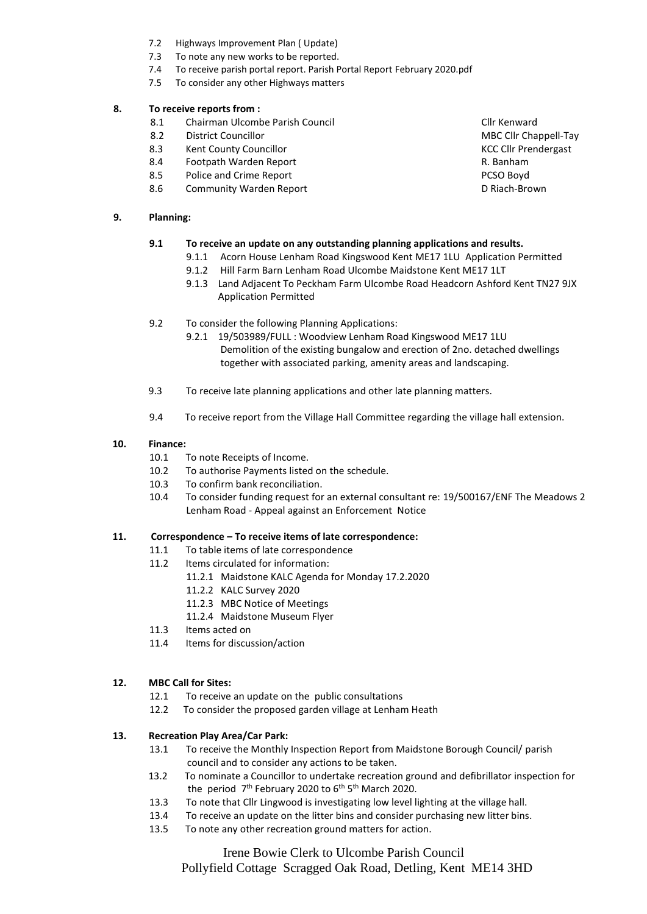7.2 Highways Improvement Plan ( Update)
7.3 To note any new works to be reported.
7.4 To receive parish portal report. Parish Portal Report February 2020.pdf
7.5 To consider any other Highways matters

**8. To receive reports from :**

| | | |
|---|---|---|
| 8.1 | Chairman Ulcombe Parish Council | Cllr Kenward |
| 8.2 | District Councillor | MBC Cllr Chappell-Tay |
| 8.3 | Kent County Councillor | KCC Cllr Prendergast |
| 8.4 | Footpath Warden Report | R. Banham |
| 8.5 | Police and Crime Report | PCSO Boyd |
| 8.6 | Community Warden Report | D Riach-Brown |

**9. Planning:**

**9.1 To receive an update on any outstanding planning applications and results.**

9.1.1 Acorn House Lenham Road Kingswood Kent ME17 1LU Application Permitted
9.1.2 Hill Farm Barn Lenham Road Ulcombe Maidstone Kent ME17 1LT
9.1.3 Land Adjacent To Peckham Farm Ulcombe Road Headcorn Ashford Kent TN27 9JX Application Permitted

9.2 To consider the following Planning Applications:

9.2.1 19/503989/FULL : Woodview Lenham Road Kingswood ME17 1LU
Demolition of the existing bungalow and erection of 2no. detached dwellings together with associated parking, amenity areas and landscaping.

9.3 To receive late planning applications and other late planning matters.

9.4 To receive report from the Village Hall Committee regarding the village hall extension.

**10. Finance:**

10.1 To note Receipts of Income.
10.2 To authorise Payments listed on the schedule.
10.3 To confirm bank reconciliation.
10.4 To consider funding request for an external consultant re: 19/500167/ENF The Meadows 2 Lenham Road - Appeal against an Enforcement Notice

**11. Correspondence – To receive items of late correspondence:**

11.1 To table items of late correspondence
11.2 Items circulated for information:
11.2.1 Maidstone KALC Agenda for Monday 17.2.2020
11.2.2 KALC Survey 2020
11.2.3 MBC Notice of Meetings
11.2.4 Maidstone Museum Flyer
11.3 Items acted on
11.4 Items for discussion/action

**12. MBC Call for Sites:**

12.1 To receive an update on the public consultations
12.2 To consider the proposed garden village at Lenham Heath

**13. Recreation Play Area/Car Park:**

13.1 To receive the Monthly Inspection Report from Maidstone Borough Council/ parish council and to consider any actions to be taken.
13.2 To nominate a Councillor to undertake recreation ground and defibrillator inspection for the period 7th February 2020 to 6th 5th March 2020.
13.3 To note that Cllr Lingwood is investigating low level lighting at the village hall.
13.4 To receive an update on the litter bins and consider purchasing new litter bins.
13.5 To note any other recreation ground matters for action.

Irene Bowie Clerk to Ulcombe Parish Council
Pollyfield Cottage Scragged Oak Road, Detling, Kent ME14 3HD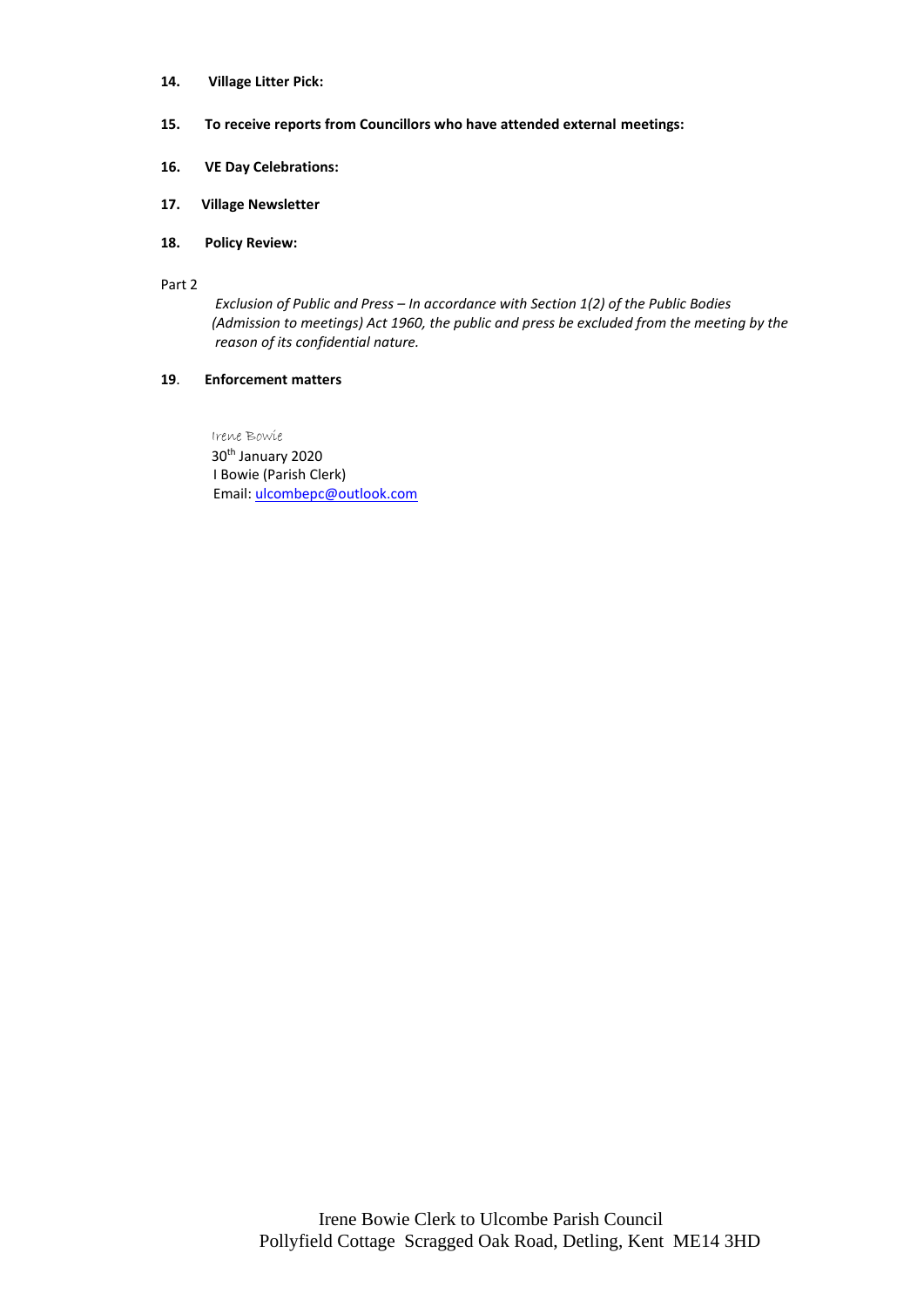**14. Village Litter Pick:**

**15. To receive reports from Councillors who have attended external meetings:**

**16. VE Day Celebrations:**

**17. Village Newsletter**

**18. Policy Review:**

Part 2

*Exclusion of Public and Press – In accordance with Section 1(2) of the Public Bodies (Admission to meetings) Act 1960, the public and press be excluded from the meeting by the reason of its confidential nature.*

**19. Enforcement matters**

Irene Bowie
30th January 2020
I Bowie (Parish Clerk)
Email: ulcombepc@outlook.com

Irene Bowie Clerk to Ulcombe Parish Council
Pollyfield Cottage Scragged Oak Road, Detling, Kent ME14 3HD